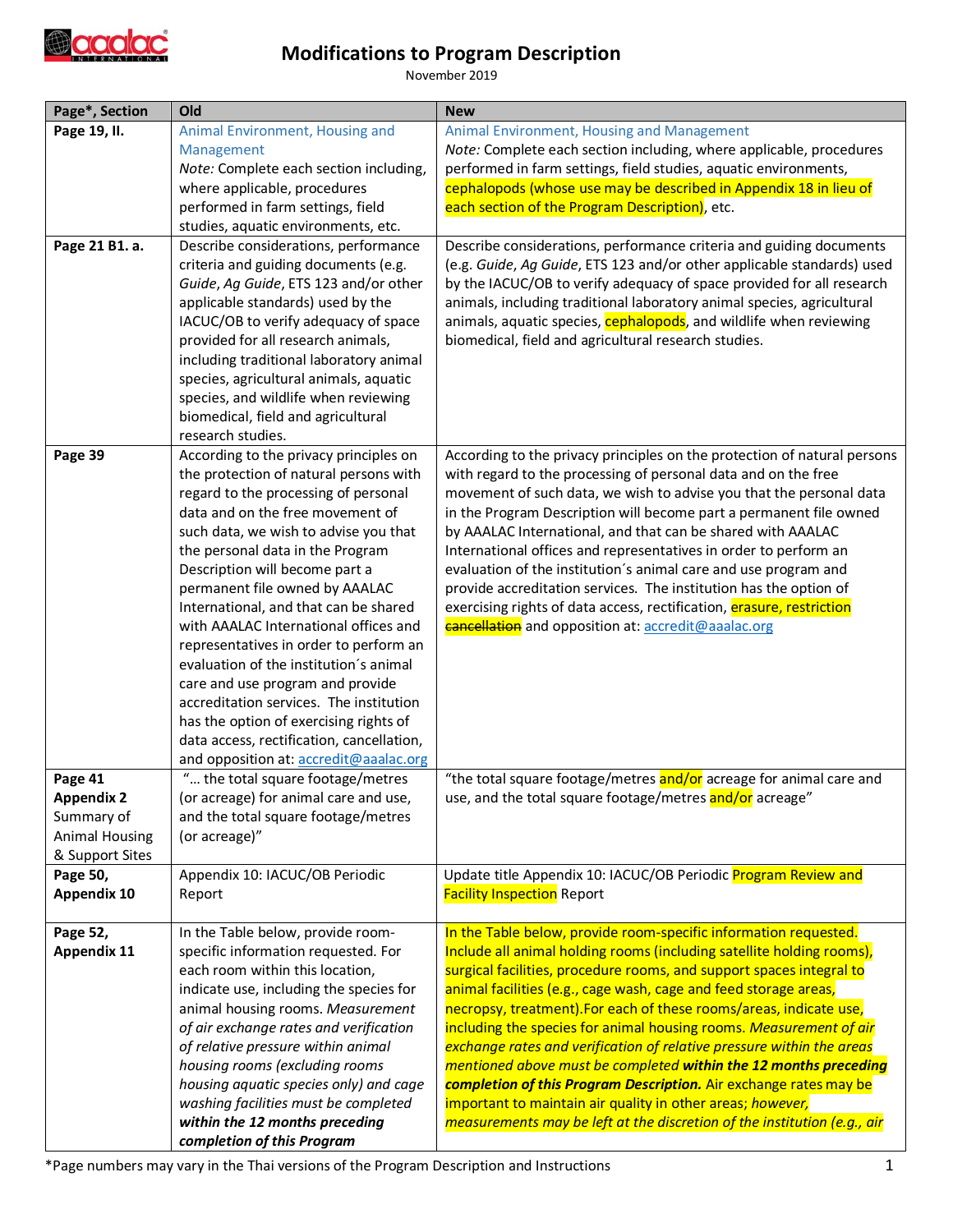# Modifications to Program Description

November 2019

| Page*, Section | Old | New |
|---|---|---|
| **Page 19, II.** | Animal Environment, Housing and Management<br>*Note:* Complete each section including, where applicable, procedures performed in farm settings, field studies, aquatic environments, etc. | Animal Environment, Housing and Management<br>*Note:* Complete each section including, where applicable, procedures performed in farm settings, field studies, aquatic environments, cephalopods (whose use may be described in Appendix 18 in lieu of each section of the Program Description), etc. |
| **Page 21 B1. a.** | Describe considerations, performance criteria and guiding documents (e.g. *Guide*, *Ag Guide*, ETS 123 and/or other applicable standards) used by the IACUC/OB to verify adequacy of space provided for all research animals, including traditional laboratory animal species, agricultural animals, aquatic species, and wildlife when reviewing biomedical, field and agricultural research studies. | Describe considerations, performance criteria and guiding documents (e.g. *Guide*, *Ag Guide*, ETS 123 and/or other applicable standards) used by the IACUC/OB to verify adequacy of space provided for all research animals, including traditional laboratory animal species, agricultural animals, aquatic species, cephalopods, and wildlife when reviewing biomedical, field and agricultural research studies. |
| **Page 39** | According to the privacy principles on the protection of natural persons with regard to the processing of personal data and on the free movement of such data, we wish to advise you that the personal data in the Program Description will become part a permanent file owned by AAALAC International, and that can be shared with AAALAC International offices and representatives in order to perform an evaluation of the institution´s animal care and use program and provide accreditation services. The institution has the option of exercising rights of data access, rectification, cancellation, and opposition at: accredit@aaalac.org | According to the privacy principles on the protection of natural persons with regard to the processing of personal data and on the free movement of such data, we wish to advise you that the personal data in the Program Description will become part a permanent file owned by AAALAC International, and that can be shared with AAALAC International offices and representatives in order to perform an evaluation of the institution´s animal care and use program and provide accreditation services. The institution has the option of exercising rights of data access, rectification, erasure, restriction ~~cancellation~~ and opposition at: accredit@aaalac.org |
| **Page 41 Appendix 2** Summary of Animal Housing & Support Sites | "… the total square footage/metres (or acreage) for animal care and use, and the total square footage/metres (or acreage)" | "the total square footage/metres and/or acreage for animal care and use, and the total square footage/metres and/or acreage" |
| **Page 50, Appendix 10** | Appendix 10: IACUC/OB Periodic Report | Update title Appendix 10: IACUC/OB Periodic Program Review and Facility Inspection Report |
| **Page 52, Appendix 11** | In the Table below, provide room-specific information requested. For each room within this location, indicate use, including the species for animal housing rooms. *Measurement of air exchange rates and verification of relative pressure within animal housing rooms (excluding rooms housing aquatic species only) and cage washing facilities must be completed* ***within the 12 months preceding completion of this Program*** | In the Table below, provide room-specific information requested. Include all animal holding rooms (including satellite holding rooms), surgical facilities, procedure rooms, and support spaces integral to animal facilities (e.g., cage wash, cage and feed storage areas, necropsy, treatment).For each of these rooms/areas, indicate use, including the species for animal housing rooms. *Measurement of air exchange rates and verification of relative pressure within the areas mentioned above must be completed* ***within the 12 months preceding completion of this Program Description.*** Air exchange rates may be important to maintain air quality in other areas; *however, measurements may be left at the discretion of the institution (e.g., air* |

*Page numbers may vary in the Thai versions of the Program Description and Instructions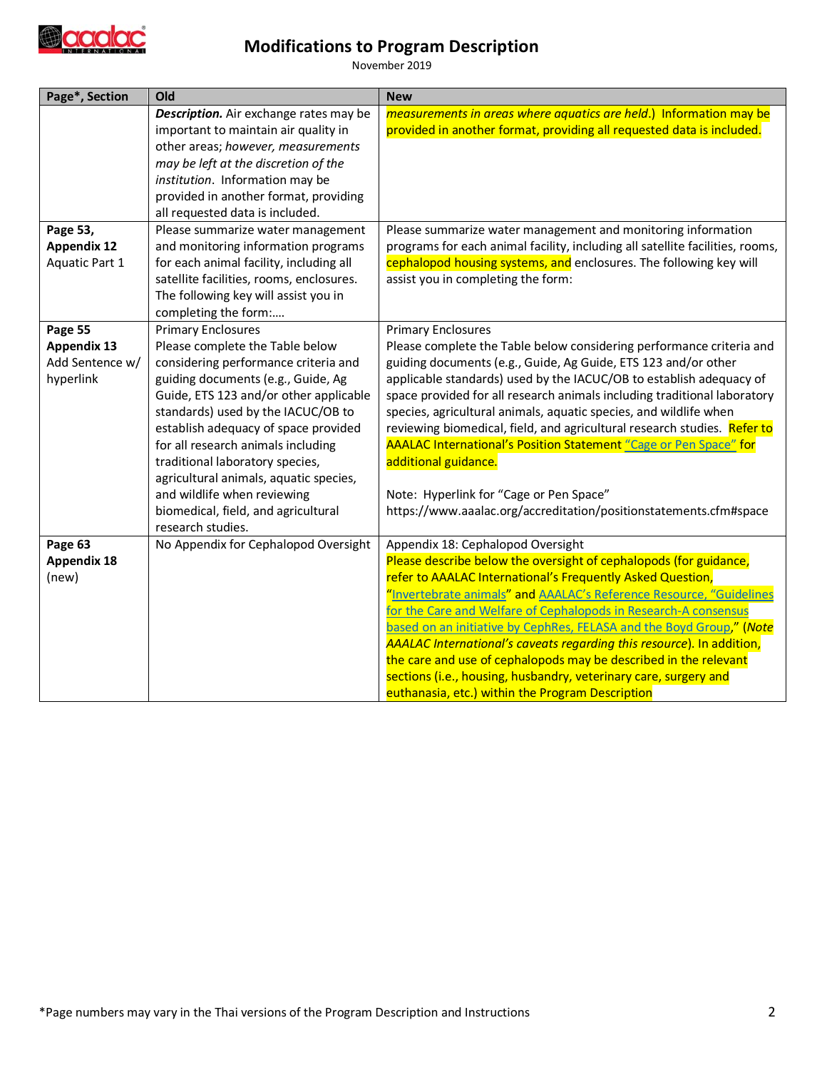# Modifications to Program Description

November 2019

| Page*, Section | Old | New |
|---|---|---|
| | ***Description.*** Air exchange rates may be important to maintain air quality in other areas; *however, measurements may be left at the discretion of the institution*. Information may be provided in another format, providing all requested data is included. | *measurements in areas where aquatics are held*.) Information may be provided in another format, providing all requested data is included. |
| **Page 53, Appendix 12** Aquatic Part 1 | Please summarize water management and monitoring information programs for each animal facility, including all satellite facilities, rooms, enclosures. The following key will assist you in completing the form:…. | Please summarize water management and monitoring information programs for each animal facility, including all satellite facilities, rooms, cephalopod housing systems, and enclosures. The following key will assist you in completing the form: |
| **Page 55 Appendix 13** Add Sentence w/ hyperlink | Primary Enclosures<br>Please complete the Table below considering performance criteria and guiding documents (e.g., Guide, Ag Guide, ETS 123 and/or other applicable standards) used by the IACUC/OB to establish adequacy of space provided for all research animals including traditional laboratory species, agricultural animals, aquatic species, and wildlife when reviewing biomedical, field, and agricultural research studies. | Primary Enclosures<br>Please complete the Table below considering performance criteria and guiding documents (e.g., Guide, Ag Guide, ETS 123 and/or other applicable standards) used by the IACUC/OB to establish adequacy of space provided for all research animals including traditional laboratory species, agricultural animals, aquatic species, and wildlife when reviewing biomedical, field, and agricultural research studies. Refer to AAALAC International's Position Statement "Cage or Pen Space" for additional guidance.<br><br>Note: Hyperlink for "Cage or Pen Space"<br>https://www.aaalac.org/accreditation/positionstatements.cfm#space |
| **Page 63 Appendix 18** (new) | No Appendix for Cephalopod Oversight | Appendix 18: Cephalopod Oversight<br>Please describe below the oversight of cephalopods (for guidance, refer to AAALAC International's Frequently Asked Question, "Invertebrate animals" and AAALAC's Reference Resource, "Guidelines for the Care and Welfare of Cephalopods in Research-A consensus based on an initiative by CephRes, FELASA and the Boyd Group," (*Note AAALAC International's caveats regarding this resource*). In addition, the care and use of cephalopods may be described in the relevant sections (i.e., housing, husbandry, veterinary care, surgery and euthanasia, etc.) within the Program Description |

*Page numbers may vary in the Thai versions of the Program Description and Instructions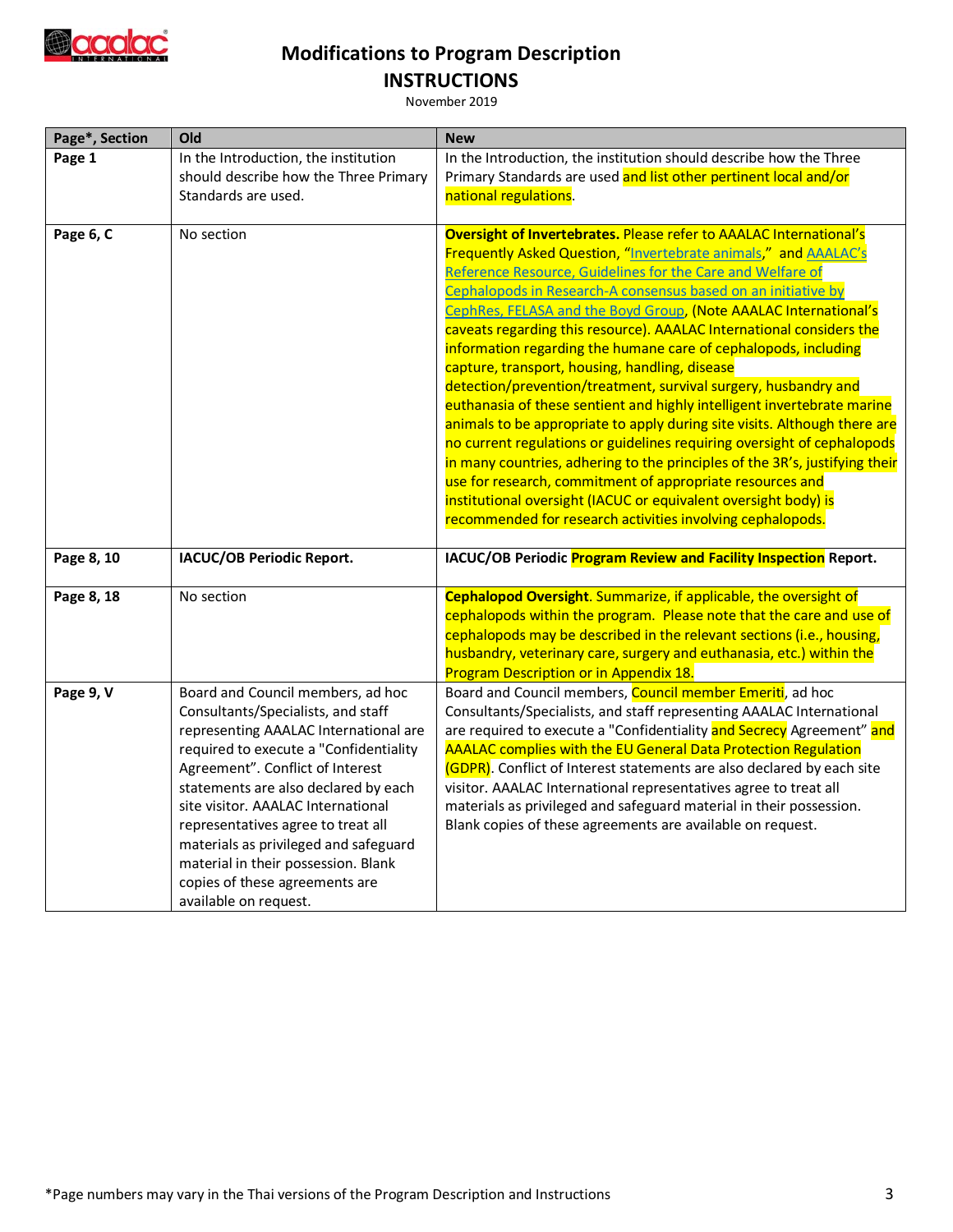# Modifications to Program Description

## INSTRUCTIONS

November 2019

| Page*, Section | Old | New |
|---|---|---|
| **Page 1** | In the Introduction, the institution should describe how the Three Primary Standards are used. | In the Introduction, the institution should describe how the Three Primary Standards are used and list other pertinent local and/or national regulations. |
| **Page 6, C** | No section | **Oversight of Invertebrates.** Please refer to AAALAC International's Frequently Asked Question, "Invertebrate animals," and AAALAC's Reference Resource, Guidelines for the Care and Welfare of Cephalopods in Research-A consensus based on an initiative by CephRes, FELASA and the Boyd Group, (Note AAALAC International's caveats regarding this resource). AAALAC International considers the information regarding the humane care of cephalopods, including capture, transport, housing, handling, disease detection/prevention/treatment, survival surgery, husbandry and euthanasia of these sentient and highly intelligent invertebrate marine animals to be appropriate to apply during site visits. Although there are no current regulations or guidelines requiring oversight of cephalopods in many countries, adhering to the principles of the 3R's, justifying their use for research, commitment of appropriate resources and institutional oversight (IACUC or equivalent oversight body) is recommended for research activities involving cephalopods. |
| **Page 8, 10** | **IACUC/OB Periodic Report.** | **IACUC/OB Periodic Program Review and Facility Inspection Report.** |
| **Page 8, 18** | No section | **Cephalopod Oversight**. Summarize, if applicable, the oversight of cephalopods within the program. Please note that the care and use of cephalopods may be described in the relevant sections (i.e., housing, husbandry, veterinary care, surgery and euthanasia, etc.) within the Program Description or in Appendix 18. |
| **Page 9, V** | Board and Council members, ad hoc Consultants/Specialists, and staff representing AAALAC International are required to execute a "Confidentiality Agreement". Conflict of Interest statements are also declared by each site visitor. AAALAC International representatives agree to treat all materials as privileged and safeguard material in their possession. Blank copies of these agreements are available on request. | Board and Council members, Council member Emeriti, ad hoc Consultants/Specialists, and staff representing AAALAC International are required to execute a "Confidentiality and Secrecy Agreement" and AAALAC complies with the EU General Data Protection Regulation (GDPR). Conflict of Interest statements are also declared by each site visitor. AAALAC International representatives agree to treat all materials as privileged and safeguard material in their possession. Blank copies of these agreements are available on request. |

*Page numbers may vary in the Thai versions of the Program Description and Instructions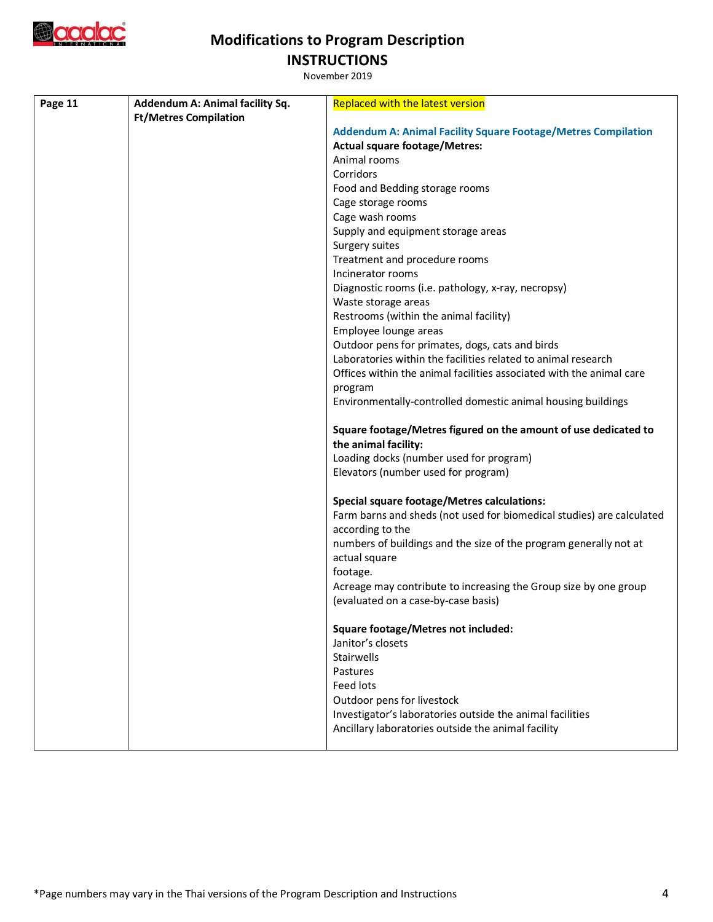# Modifications to Program Description
## INSTRUCTIONS

November 2019

| | | |
|---|---|---|
| **Page 11** | **Addendum A: Animal facility Sq. Ft/Metres Compilation** | Replaced with the latest version<br><br>**Addendum A: Animal Facility Square Footage/Metres Compilation**<br>**Actual square footage/Metres:**<br>Animal rooms<br>Corridors<br>Food and Bedding storage rooms<br>Cage storage rooms<br>Cage wash rooms<br>Supply and equipment storage areas<br>Surgery suites<br>Treatment and procedure rooms<br>Incinerator rooms<br>Diagnostic rooms (i.e. pathology, x-ray, necropsy)<br>Waste storage areas<br>Restrooms (within the animal facility)<br>Employee lounge areas<br>Outdoor pens for primates, dogs, cats and birds<br>Laboratories within the facilities related to animal research<br>Offices within the animal facilities associated with the animal care program<br>Environmentally-controlled domestic animal housing buildings<br><br>**Square footage/Metres figured on the amount of use dedicated to the animal facility:**<br>Loading docks (number used for program)<br>Elevators (number used for program)<br><br>**Special square footage/Metres calculations:**<br>Farm barns and sheds (not used for biomedical studies) are calculated according to the numbers of buildings and the size of the program generally not at actual square footage.<br>Acreage may contribute to increasing the Group size by one group (evaluated on a case-by-case basis)<br><br>**Square footage/Metres not included:**<br>Janitor's closets<br>Stairwells<br>Pastures<br>Feed lots<br>Outdoor pens for livestock<br>Investigator's laboratories outside the animal facilities<br>Ancillary laboratories outside the animal facility |

*Page numbers may vary in the Thai versions of the Program Description and Instructions